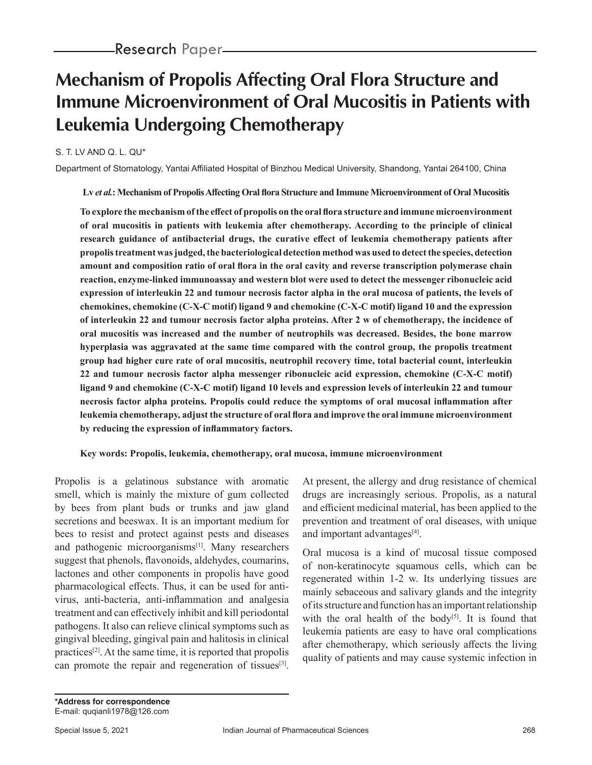Research Paper

# Mechanism of Propolis Affecting Oral Flora Structure and Immune Microenvironment of Oral Mucositis in Patients with Leukemia Undergoing Chemotherapy

S. T. LV AND Q. L. QU*

Department of Stomatology, Yantai Affiliated Hospital of Binzhou Medical University, Shandong, Yantai 264100, China

**Lv *et al.*: Mechanism of Propolis Affecting Oral flora Structure and Immune Microenvironment of Oral Mucositis**

**To explore the mechanism of the effect of propolis on the oral flora structure and immune microenvironment of oral mucositis in patients with leukemia after chemotherapy. According to the principle of clinical research guidance of antibacterial drugs, the curative effect of leukemia chemotherapy patients after propolis treatment was judged, the bacteriological detection method was used to detect the species, detection amount and composition ratio of oral flora in the oral cavity and reverse transcription polymerase chain reaction, enzyme-linked immunoassay and western blot were used to detect the messenger ribonucleic acid expression of interleukin 22 and tumour necrosis factor alpha in the oral mucosa of patients, the levels of chemokines, chemokine (C-X-C motif) ligand 9 and chemokine (C-X-C motif) ligand 10 and the expression of interleukin 22 and tumour necrosis factor alpha proteins. After 2 w of chemotherapy, the incidence of oral mucositis was increased and the number of neutrophils was decreased. Besides, the bone marrow hyperplasia was aggravated at the same time compared with the control group, the propolis treatment group had higher cure rate of oral mucositis, neutrophil recovery time, total bacterial count, interleukin 22 and tumour necrosis factor alpha messenger ribonucleic acid expression, chemokine (C-X-C motif) ligand 9 and chemokine (C-X-C motif) ligand 10 levels and expression levels of interleukin 22 and tumour necrosis factor alpha proteins. Propolis could reduce the symptoms of oral mucosal inflammation after leukemia chemotherapy, adjust the structure of oral flora and improve the oral immune microenvironment by reducing the expression of inflammatory factors.**

**Key words: Propolis, leukemia, chemotherapy, oral mucosa, immune microenvironment**

Propolis is a gelatinous substance with aromatic smell, which is mainly the mixture of gum collected by bees from plant buds or trunks and jaw gland secretions and beeswax. It is an important medium for bees to resist and protect against pests and diseases and pathogenic microorganisms[1]. Many researchers suggest that phenols, flavonoids, aldehydes, coumarins, lactones and other components in propolis have good pharmacological effects. Thus, it can be used for anti-virus, anti-bacteria, anti-inflammation and analgesia treatment and can effectively inhibit and kill periodontal pathogens. It also can relieve clinical symptoms such as gingival bleeding, gingival pain and halitosis in clinical practices[2]. At the same time, it is reported that propolis can promote the repair and regeneration of tissues[3]. At present, the allergy and drug resistance of chemical drugs are increasingly serious. Propolis, as a natural and efficient medicinal material, has been applied to the prevention and treatment of oral diseases, with unique and important advantages[4].

Oral mucosa is a kind of mucosal tissue composed of non-keratinocyte squamous cells, which can be regenerated within 1-2 w. Its underlying tissues are mainly sebaceous and salivary glands and the integrity of its structure and function has an important relationship with the oral health of the body[5]. It is found that leukemia patients are easy to have oral complications after chemotherapy, which seriously affects the living quality of patients and may cause systemic infection in

**\*Address for correspondence**
E-mail: quqianli1978@126.com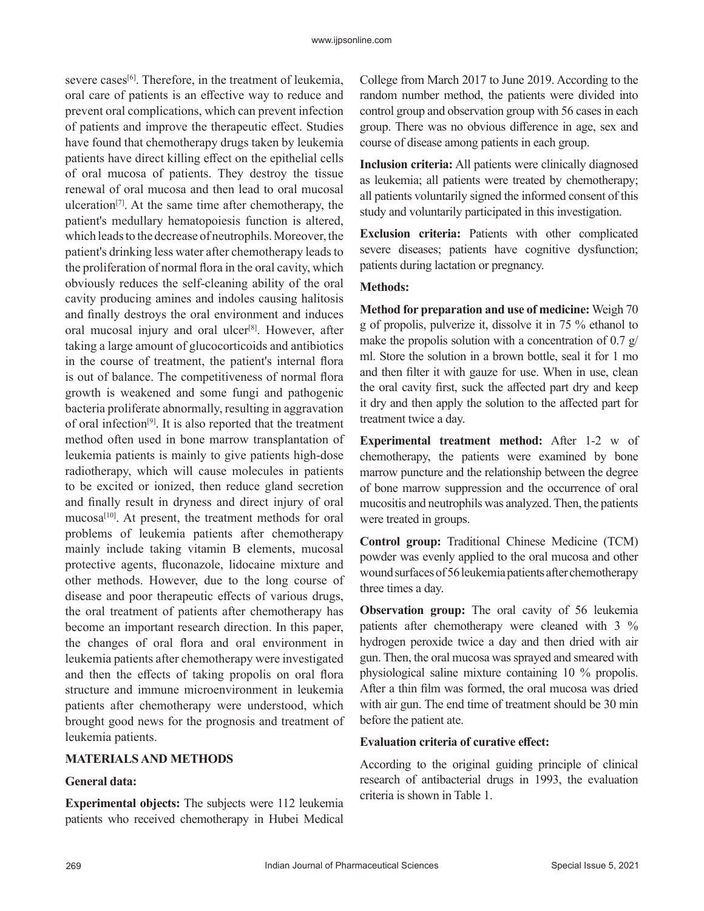severe cases[6]. Therefore, in the treatment of leukemia, oral care of patients is an effective way to reduce and prevent oral complications, which can prevent infection of patients and improve the therapeutic effect. Studies have found that chemotherapy drugs taken by leukemia patients have direct killing effect on the epithelial cells of oral mucosa of patients. They destroy the tissue renewal of oral mucosa and then lead to oral mucosal ulceration[7]. At the same time after chemotherapy, the patient's medullary hematopoiesis function is altered, which leads to the decrease of neutrophils. Moreover, the patient's drinking less water after chemotherapy leads to the proliferation of normal flora in the oral cavity, which obviously reduces the self-cleaning ability of the oral cavity producing amines and indoles causing halitosis and finally destroys the oral environment and induces oral mucosal injury and oral ulcer[8]. However, after taking a large amount of glucocorticoids and antibiotics in the course of treatment, the patient's internal flora is out of balance. The competitiveness of normal flora growth is weakened and some fungi and pathogenic bacteria proliferate abnormally, resulting in aggravation of oral infection[9]. It is also reported that the treatment method often used in bone marrow transplantation of leukemia patients is mainly to give patients high-dose radiotherapy, which will cause molecules in patients to be excited or ionized, then reduce gland secretion and finally result in dryness and direct injury of oral mucosa[10]. At present, the treatment methods for oral problems of leukemia patients after chemotherapy mainly include taking vitamin B elements, mucosal protective agents, fluconazole, lidocaine mixture and other methods. However, due to the long course of disease and poor therapeutic effects of various drugs, the oral treatment of patients after chemotherapy has become an important research direction. In this paper, the changes of oral flora and oral environment in leukemia patients after chemotherapy were investigated and then the effects of taking propolis on oral flora structure and immune microenvironment in leukemia patients after chemotherapy were understood, which brought good news for the prognosis and treatment of leukemia patients.

## MATERIALS AND METHODS

### General data:

**Experimental objects:** The subjects were 112 leukemia patients who received chemotherapy in Hubei Medical College from March 2017 to June 2019. According to the random number method, the patients were divided into control group and observation group with 56 cases in each group. There was no obvious difference in age, sex and course of disease among patients in each group.

**Inclusion criteria:** All patients were clinically diagnosed as leukemia; all patients were treated by chemotherapy; all patients voluntarily signed the informed consent of this study and voluntarily participated in this investigation.

**Exclusion criteria:** Patients with other complicated severe diseases; patients have cognitive dysfunction; patients during lactation or pregnancy.

### Methods:

**Method for preparation and use of medicine:** Weigh 70 g of propolis, pulverize it, dissolve it in 75 % ethanol to make the propolis solution with a concentration of 0.7 g/ml. Store the solution in a brown bottle, seal it for 1 mo and then filter it with gauze for use. When in use, clean the oral cavity first, suck the affected part dry and keep it dry and then apply the solution to the affected part for treatment twice a day.

**Experimental treatment method:** After 1-2 w of chemotherapy, the patients were examined by bone marrow puncture and the relationship between the degree of bone marrow suppression and the occurrence of oral mucositis and neutrophils was analyzed. Then, the patients were treated in groups.

**Control group:** Traditional Chinese Medicine (TCM) powder was evenly applied to the oral mucosa and other wound surfaces of 56 leukemia patients after chemotherapy three times a day.

**Observation group:** The oral cavity of 56 leukemia patients after chemotherapy were cleaned with 3 % hydrogen peroxide twice a day and then dried with air gun. Then, the oral mucosa was sprayed and smeared with physiological saline mixture containing 10 % propolis. After a thin film was formed, the oral mucosa was dried with air gun. The end time of treatment should be 30 min before the patient ate.

### Evaluation criteria of curative effect:

According to the original guiding principle of clinical research of antibacterial drugs in 1993, the evaluation criteria is shown in Table 1.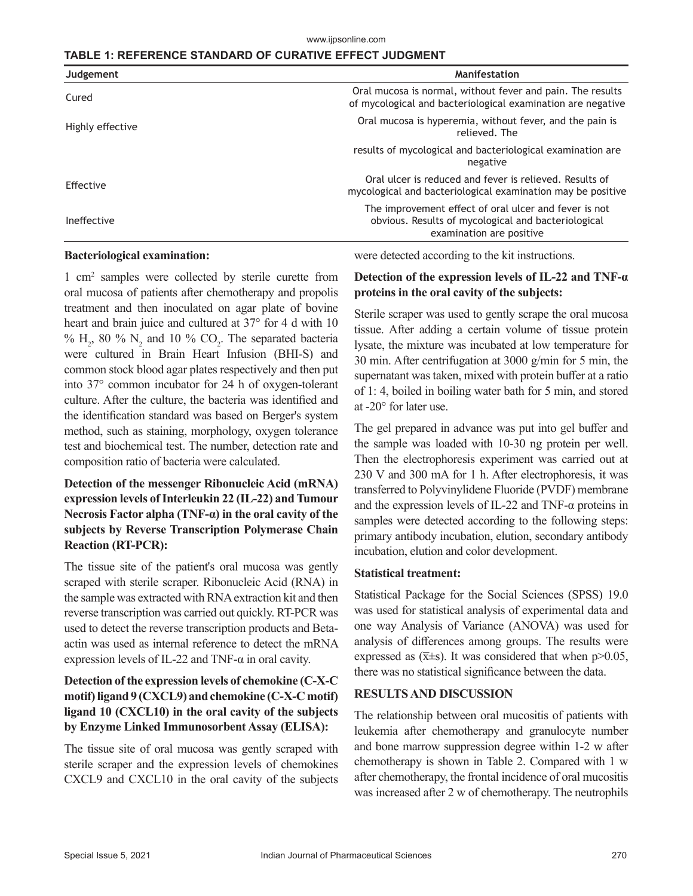**TABLE 1: REFERENCE STANDARD OF CURATIVE EFFECT JUDGMENT**

| Judgement | Manifestation |
|---|---|
| Cured | Oral mucosa is normal, without fever and pain. The results of mycological and bacteriological examination are negative |
| Highly effective | Oral mucosa is hyperemia, without fever, and the pain is relieved. The results of mycological and bacteriological examination are negative |
| Effective | Oral ulcer is reduced and fever is relieved. Results of mycological and bacteriological examination may be positive |
| Ineffective | The improvement effect of oral ulcer and fever is not obvious. Results of mycological and bacteriological examination are positive |

**Bacteriological examination:**

1 $cm^2$ samples were collected by sterile curette from oral mucosa of patients after chemotherapy and propolis treatment and then inoculated on agar plate of bovine heart and brain juice and cultured at 37° for 4 d with 10 % $H_2$, 80 % $N_2$ and 10 % $CO_2$. The separated bacteria were cultured in Brain Heart Infusion (BHI-S) and common stock blood agar plates respectively and then put into 37° common incubator for 24 h of oxygen-tolerant culture. After the culture, the bacteria was identified and the identification standard was based on Berger's system method, such as staining, morphology, oxygen tolerance test and biochemical test. The number, detection rate and composition ratio of bacteria were calculated.

**Detection of the messenger Ribonucleic Acid (mRNA) expression levels of Interleukin 22 (IL-22) and Tumour Necrosis Factor alpha (TNF-α) in the oral cavity of the subjects by Reverse Transcription Polymerase Chain Reaction (RT-PCR):**

The tissue site of the patient's oral mucosa was gently scraped with sterile scraper. Ribonucleic Acid (RNA) in the sample was extracted with RNA extraction kit and then reverse transcription was carried out quickly. RT-PCR was used to detect the reverse transcription products and Beta-actin was used as internal reference to detect the mRNA expression levels of IL-22 and TNF-α in oral cavity.

**Detection of the expression levels of chemokine (C-X-C motif) ligand 9 (CXCL9) and chemokine (C-X-C motif) ligand 10 (CXCL10) in the oral cavity of the subjects by Enzyme Linked Immunosorbent Assay (ELISA):**

The tissue site of oral mucosa was gently scraped with sterile scraper and the expression levels of chemokines CXCL9 and CXCL10 in the oral cavity of the subjects were detected according to the kit instructions.

**Detection of the expression levels of IL-22 and TNF-α proteins in the oral cavity of the subjects:**

Sterile scraper was used to gently scrape the oral mucosa tissue. After adding a certain volume of tissue protein lysate, the mixture was incubated at low temperature for 30 min. After centrifugation at 3000 g/min for 5 min, the supernatant was taken, mixed with protein buffer at a ratio of 1: 4, boiled in boiling water bath for 5 min, and stored at -20° for later use.

The gel prepared in advance was put into gel buffer and the sample was loaded with 10-30 ng protein per well. Then the electrophoresis experiment was carried out at 230 V and 300 mA for 1 h. After electrophoresis, it was transferred to Polyvinylidene Fluoride (PVDF) membrane and the expression levels of IL-22 and TNF-α proteins in samples were detected according to the following steps: primary antibody incubation, elution, secondary antibody incubation, elution and color development.

**Statistical treatment:**

Statistical Package for the Social Sciences (SPSS) 19.0 was used for statistical analysis of experimental data and one way Analysis of Variance (ANOVA) was used for analysis of differences among groups. The results were expressed as ($\bar{x}$±s). It was considered that when $p>0.05$, there was no statistical significance between the data.

## RESULTS AND DISCUSSION

The relationship between oral mucositis of patients with leukemia after chemotherapy and granulocyte number and bone marrow suppression degree within 1-2 w after chemotherapy is shown in Table 2. Compared with 1 w after chemotherapy, the frontal incidence of oral mucositis was increased after 2 w of chemotherapy. The neutrophils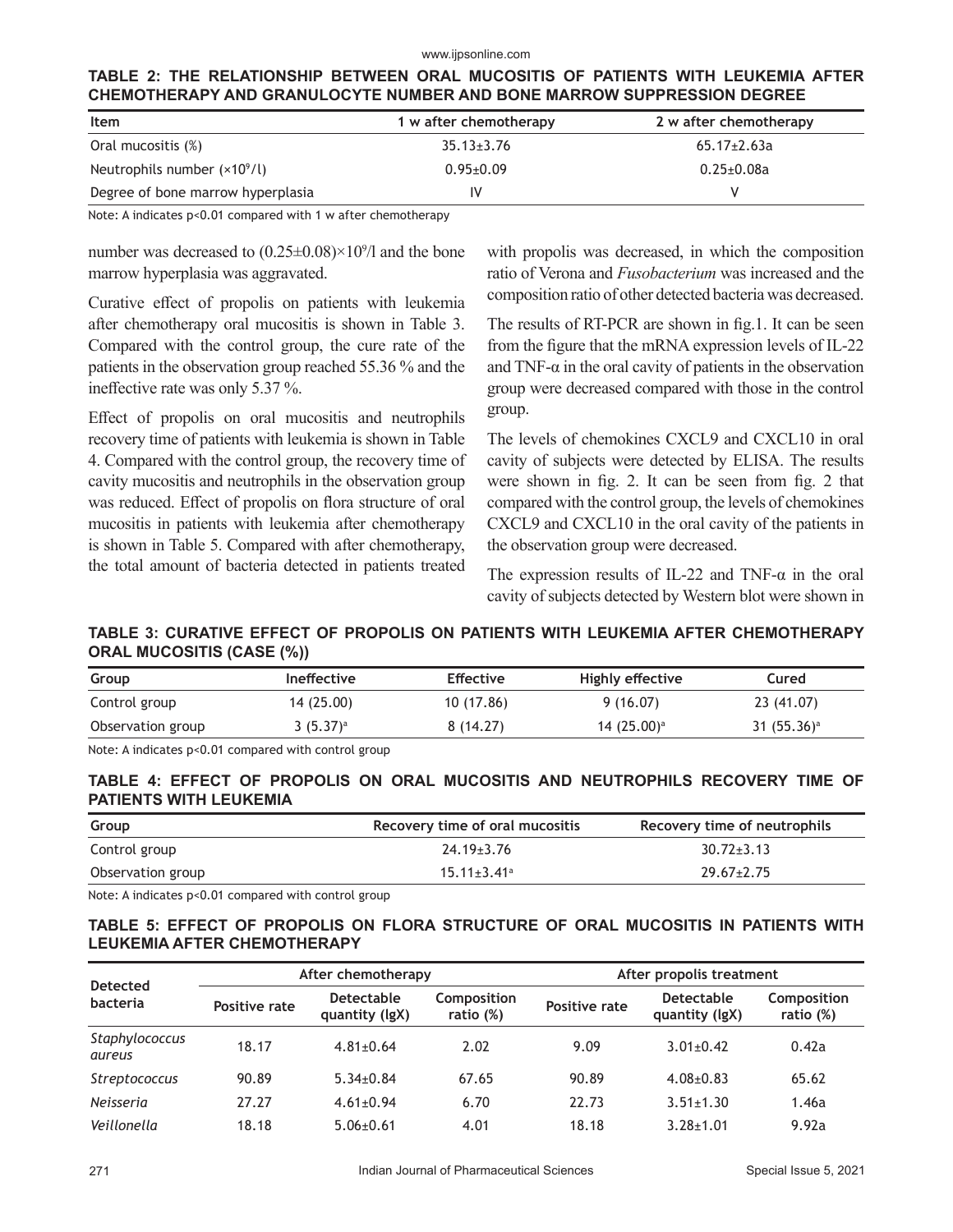**TABLE 2: THE RELATIONSHIP BETWEEN ORAL MUCOSITIS OF PATIENTS WITH LEUKEMIA AFTER CHEMOTHERAPY AND GRANULOCYTE NUMBER AND BONE MARROW SUPPRESSION DEGREE**

| Item | 1 w after chemotherapy | 2 w after chemotherapy |
|---|---|---|
| Oral mucositis (%) | 35.13±3.76 | 65.17±2.63a |
| Neutrophils number ($\times 10^9$/l) | 0.95±0.09 | 0.25±0.08a |
| Degree of bone marrow hyperplasia | IV | V |

Note: A indicates p<0.01 compared with 1 w after chemotherapy

number was decreased to $(0.25\pm0.08)\times10^9$/l and the bone marrow hyperplasia was aggravated.

Curative effect of propolis on patients with leukemia after chemotherapy oral mucositis is shown in Table 3. Compared with the control group, the cure rate of the patients in the observation group reached 55.36 % and the ineffective rate was only 5.37 %.

Effect of propolis on oral mucositis and neutrophils recovery time of patients with leukemia is shown in Table 4. Compared with the control group, the recovery time of cavity mucositis and neutrophils in the observation group was reduced. Effect of propolis on flora structure of oral mucositis in patients with leukemia after chemotherapy is shown in Table 5. Compared with after chemotherapy, the total amount of bacteria detected in patients treated with propolis was decreased, in which the composition ratio of Verona and *Fusobacterium* was increased and the composition ratio of other detected bacteria was decreased.

The results of RT-PCR are shown in fig.1. It can be seen from the figure that the mRNA expression levels of IL-22 and TNF-α in the oral cavity of patients in the observation group were decreased compared with those in the control group.

The levels of chemokines CXCL9 and CXCL10 in oral cavity of subjects were detected by ELISA. The results were shown in fig. 2. It can be seen from fig. 2 that compared with the control group, the levels of chemokines CXCL9 and CXCL10 in the oral cavity of the patients in the observation group were decreased.

The expression results of IL-22 and TNF-α in the oral cavity of subjects detected by Western blot were shown in

**TABLE 3: CURATIVE EFFECT OF PROPOLIS ON PATIENTS WITH LEUKEMIA AFTER CHEMOTHERAPY ORAL MUCOSITIS (CASE (%))**

| Group | Ineffective | Effective | Highly effective | Cured |
|---|---|---|---|---|
| Control group | 14 (25.00) | 10 (17.86) | 9 (16.07) | 23 (41.07) |
| Observation group | 3 (5.37)[a] | 8 (14.27) | 14 (25.00)[a] | 31 (55.36)[a] |

Note: A indicates p<0.01 compared with control group

**TABLE 4: EFFECT OF PROPOLIS ON ORAL MUCOSITIS AND NEUTROPHILS RECOVERY TIME OF PATIENTS WITH LEUKEMIA**

| Group | Recovery time of oral mucositis | Recovery time of neutrophils |
|---|---|---|
| Control group | 24.19±3.76 | 30.72±3.13 |
| Observation group | 15.11±3.41[a] | 29.67±2.75 |

Note: A indicates p<0.01 compared with control group

**TABLE 5: EFFECT OF PROPOLIS ON FLORA STRUCTURE OF ORAL MUCOSITIS IN PATIENTS WITH LEUKEMIA AFTER CHEMOTHERAPY**

| Detected bacteria | After chemotherapy | | | After propolis treatment | | |
|---|---|---|---|---|---|---|
| | Positive rate | Detectable quantity (lgX) | Composition ratio (%) | Positive rate | Detectable quantity (lgX) | Composition ratio (%) |
| *Staphylococcus aureus* | 18.17 | 4.81±0.64 | 2.02 | 9.09 | 3.01±0.42 | 0.42a |
| *Streptococcus* | 90.89 | 5.34±0.84 | 67.65 | 90.89 | 4.08±0.83 | 65.62 |
| *Neisseria* | 27.27 | 4.61±0.94 | 6.70 | 22.73 | 3.51±1.30 | 1.46a |
| *Veillonella* | 18.18 | 5.06±0.61 | 4.01 | 18.18 | 3.28±1.01 | 9.92a |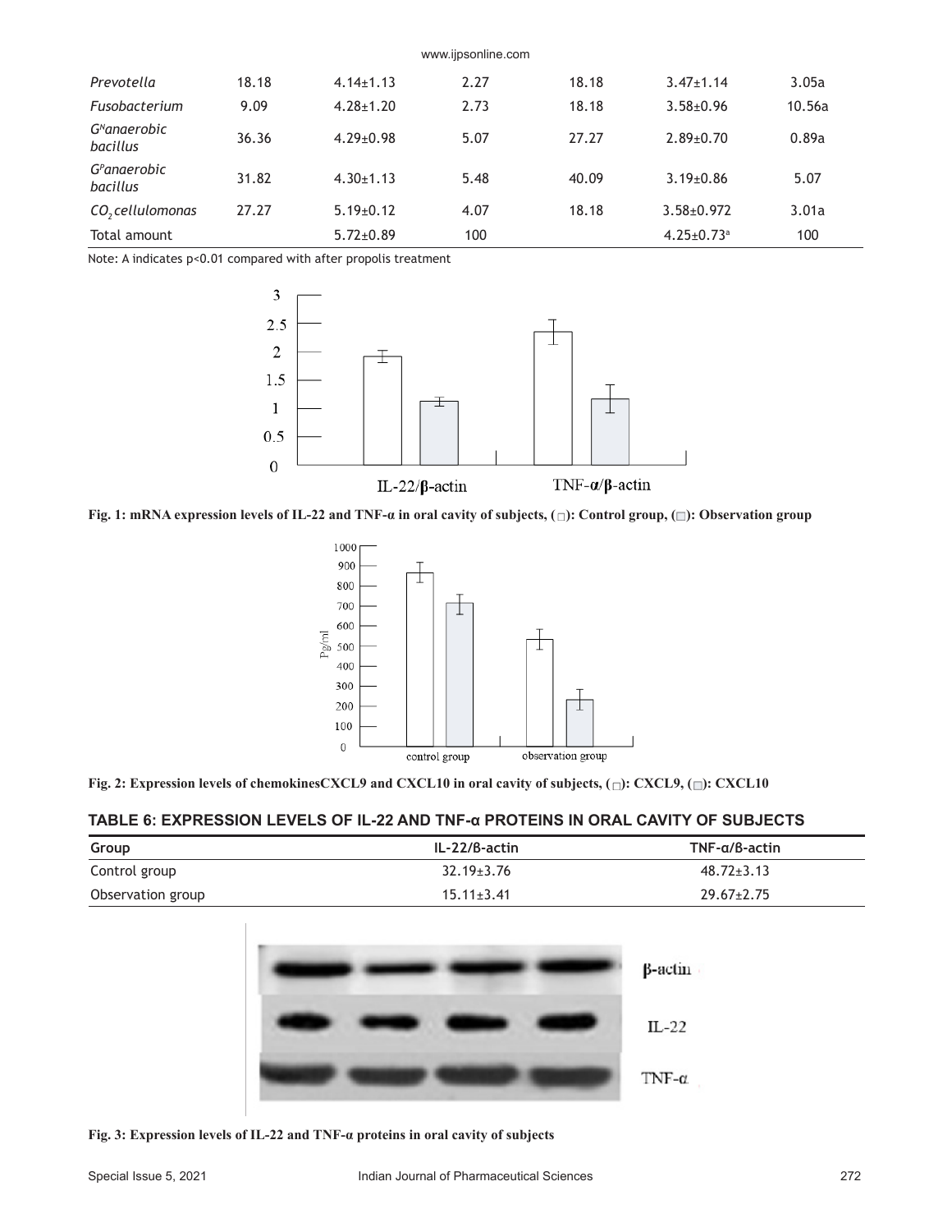| *Prevotella* | 18.18 | 4.14±1.13 | 2.27 | 18.18 | 3.47±1.14 | 3.05a |
|---|---|---|---|---|---|---|
| *Fusobacterium* | 9.09 | 4.28±1.20 | 2.73 | 18.18 | 3.58±0.96 | 10.56a |
| $G^N$*anaerobic bacillus* | 36.36 | 4.29±0.98 | 5.07 | 27.27 | 2.89±0.70 | 0.89a |
| $G^P$*anaerobic bacillus* | 31.82 | 4.30±1.13 | 5.48 | 40.09 | 3.19±0.86 | 5.07 |
| $CO_2$ *cellulomonas* | 27.27 | 5.19±0.12 | 4.07 | 18.18 | 3.58±0.972 | 3.01a |
| Total amount | | 5.72±0.89 | 100 | | 4.25±0.73[a] | 100 |

Note: A indicates p<0.01 compared with after propolis treatment

**Fig. 1: mRNA expression levels of IL-22 and TNF-α in oral cavity of subjects, (□): Control group, (□): Observation group**

**Fig. 2: Expression levels of chemokinesCXCL9 and CXCL10 in oral cavity of subjects, (□): CXCL9, (□): CXCL10**

**TABLE 6: EXPRESSION LEVELS OF IL-22 AND TNF-α PROTEINS IN ORAL CAVITY OF SUBJECTS**

| Group | IL-22/β-actin | TNF-α/β-actin |
|---|---|---|
| Control group | 32.19±3.76 | 48.72±3.13 |
| Observation group | 15.11±3.41 | 29.67±2.75 |

**Fig. 3: Expression levels of IL-22 and TNF-α proteins in oral cavity of subjects**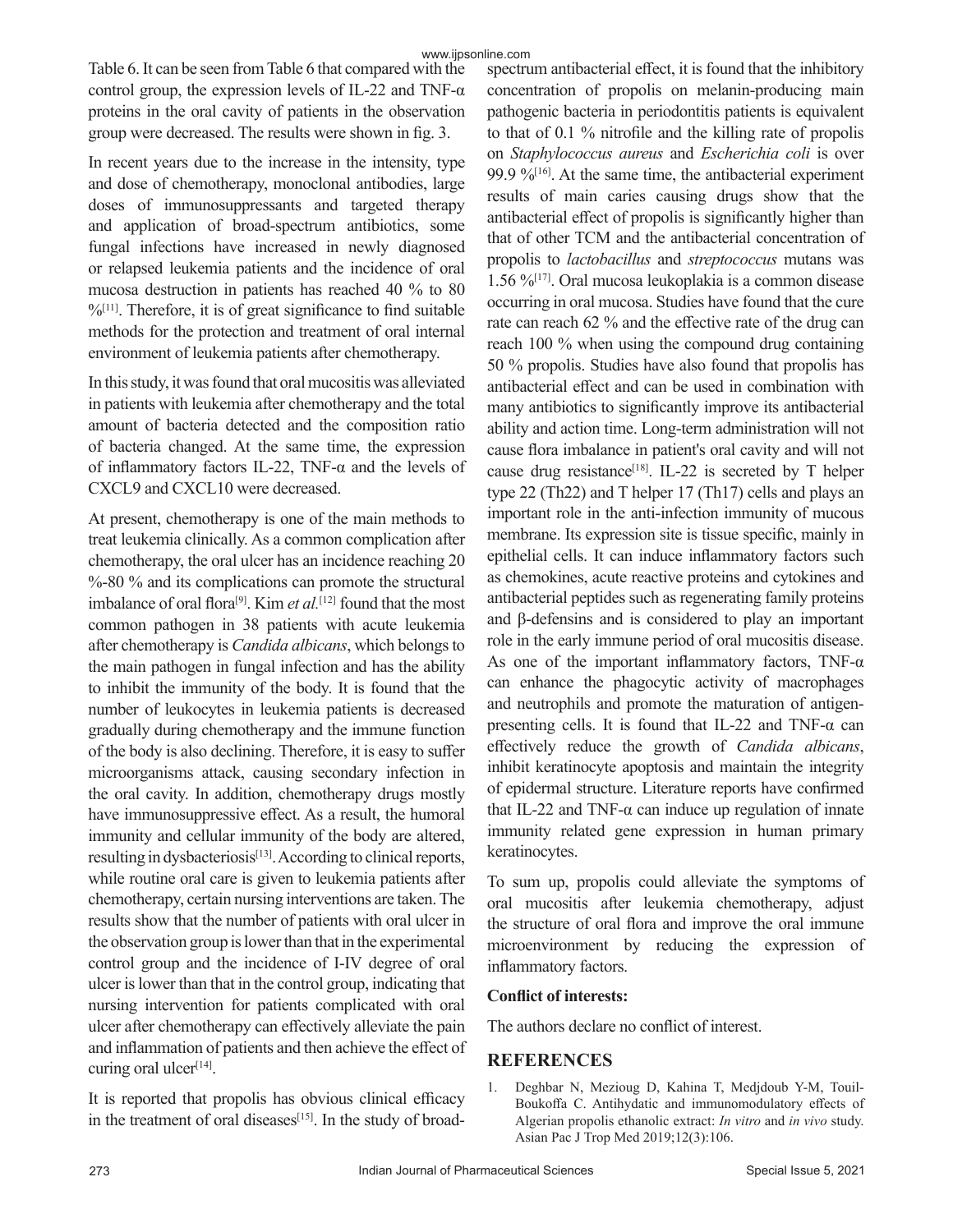Table 6. It can be seen from Table 6 that compared with the control group, the expression levels of IL-22 and TNF-α proteins in the oral cavity of patients in the observation group were decreased. The results were shown in fig. 3.

In recent years due to the increase in the intensity, type and dose of chemotherapy, monoclonal antibodies, large doses of immunosuppressants and targeted therapy and application of broad-spectrum antibiotics, some fungal infections have increased in newly diagnosed or relapsed leukemia patients and the incidence of oral mucosa destruction in patients has reached 40 % to 80 %[11]. Therefore, it is of great significance to find suitable methods for the protection and treatment of oral internal environment of leukemia patients after chemotherapy.

In this study, it was found that oral mucositis was alleviated in patients with leukemia after chemotherapy and the total amount of bacteria detected and the composition ratio of bacteria changed. At the same time, the expression of inflammatory factors IL-22, TNF-α and the levels of CXCL9 and CXCL10 were decreased.

At present, chemotherapy is one of the main methods to treat leukemia clinically. As a common complication after chemotherapy, the oral ulcer has an incidence reaching 20 %-80 % and its complications can promote the structural imbalance of oral flora[9]. Kim *et al.*[12] found that the most common pathogen in 38 patients with acute leukemia after chemotherapy is *Candida albicans*, which belongs to the main pathogen in fungal infection and has the ability to inhibit the immunity of the body. It is found that the number of leukocytes in leukemia patients is decreased gradually during chemotherapy and the immune function of the body is also declining. Therefore, it is easy to suffer microorganisms attack, causing secondary infection in the oral cavity. In addition, chemotherapy drugs mostly have immunosuppressive effect. As a result, the humoral immunity and cellular immunity of the body are altered, resulting in dysbacteriosis[13]. According to clinical reports, while routine oral care is given to leukemia patients after chemotherapy, certain nursing interventions are taken. The results show that the number of patients with oral ulcer in the observation group is lower than that in the experimental control group and the incidence of I-IV degree of oral ulcer is lower than that in the control group, indicating that nursing intervention for patients complicated with oral ulcer after chemotherapy can effectively alleviate the pain and inflammation of patients and then achieve the effect of curing oral ulcer[14].

It is reported that propolis has obvious clinical efficacy in the treatment of oral diseases[15]. In the study of broad-spectrum antibacterial effect, it is found that the inhibitory concentration of propolis on melanin-producing main pathogenic bacteria in periodontitis patients is equivalent to that of 0.1 % nitrofile and the killing rate of propolis on *Staphylococcus aureus* and *Escherichia coli* is over 99.9 %[16]. At the same time, the antibacterial experiment results of main caries causing drugs show that the antibacterial effect of propolis is significantly higher than that of other TCM and the antibacterial concentration of propolis to *lactobacillus* and *streptococcus* mutans was 1.56 %[17]. Oral mucosa leukoplakia is a common disease occurring in oral mucosa. Studies have found that the cure rate can reach 62 % and the effective rate of the drug can reach 100 % when using the compound drug containing 50 % propolis. Studies have also found that propolis has antibacterial effect and can be used in combination with many antibiotics to significantly improve its antibacterial ability and action time. Long-term administration will not cause flora imbalance in patient's oral cavity and will not cause drug resistance[18]. IL-22 is secreted by T helper type 22 (Th22) and T helper 17 (Th17) cells and plays an important role in the anti-infection immunity of mucous membrane. Its expression site is tissue specific, mainly in epithelial cells. It can induce inflammatory factors such as chemokines, acute reactive proteins and cytokines and antibacterial peptides such as regenerating family proteins and β-defensins and is considered to play an important role in the early immune period of oral mucositis disease. As one of the important inflammatory factors, TNF-α can enhance the phagocytic activity of macrophages and neutrophils and promote the maturation of antigen-presenting cells. It is found that IL-22 and TNF-α can effectively reduce the growth of *Candida albicans*, inhibit keratinocyte apoptosis and maintain the integrity of epidermal structure. Literature reports have confirmed that IL-22 and TNF-α can induce up regulation of innate immunity related gene expression in human primary keratinocytes.

To sum up, propolis could alleviate the symptoms of oral mucositis after leukemia chemotherapy, adjust the structure of oral flora and improve the oral immune microenvironment by reducing the expression of inflammatory factors.

**Conflict of interests:**

The authors declare no conflict of interest.

## REFERENCES

1. Deghbar N, Mezioug D, Kahina T, Medjdoub Y-M, Touil-Boukoffa C. Antihydatic and immunomodulatory effects of Algerian propolis ethanolic extract: *In vitro* and *in vivo* study. Asian Pac J Trop Med 2019;12(3):106.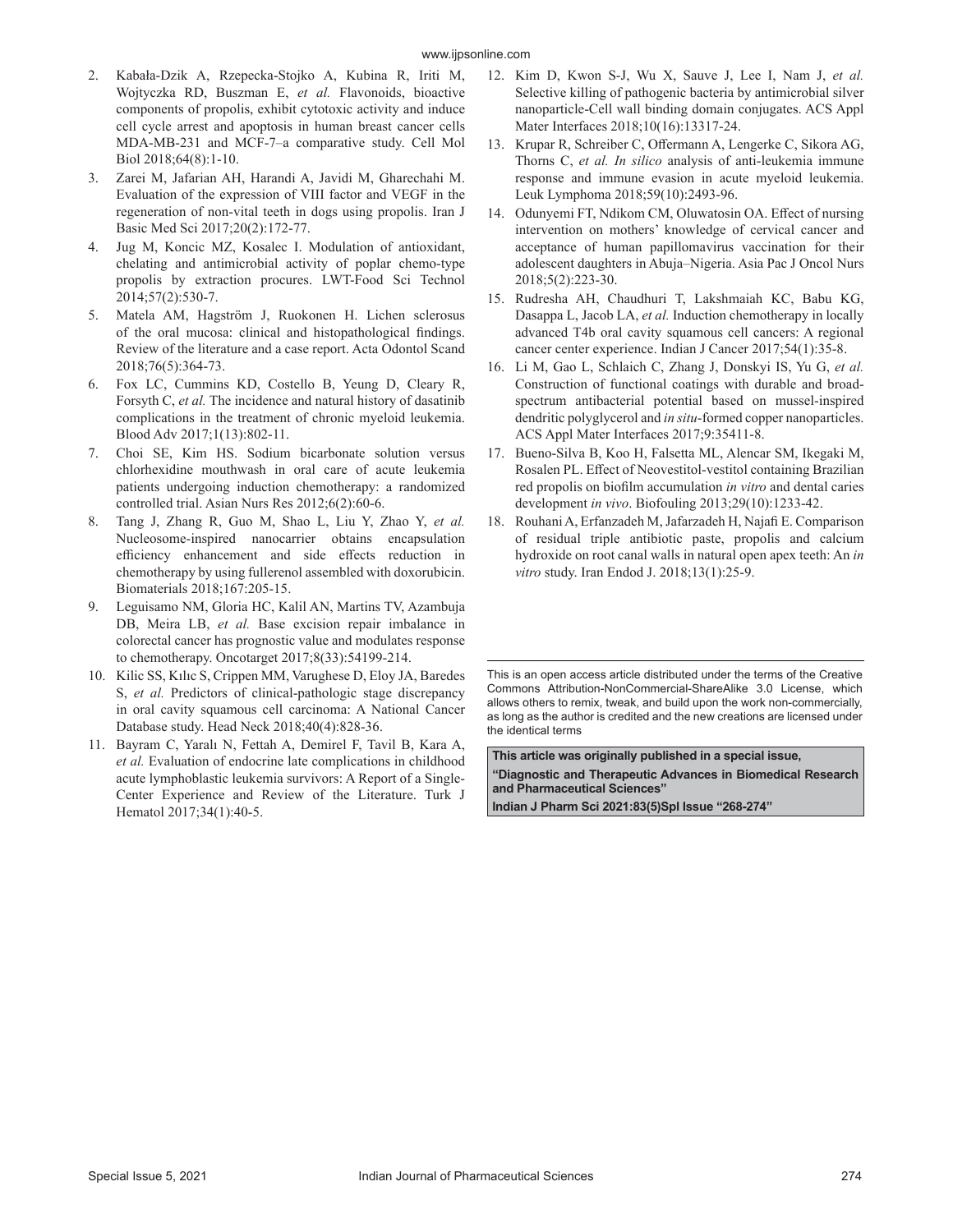2. Kabała-Dzik A, Rzepecka-Stojko A, Kubina R, Iriti M, Wojtyczka RD, Buszman E, *et al.* Flavonoids, bioactive components of propolis, exhibit cytotoxic activity and induce cell cycle arrest and apoptosis in human breast cancer cells MDA-MB-231 and MCF-7–a comparative study. Cell Mol Biol 2018;64(8):1-10.
3. Zarei M, Jafarian AH, Harandi A, Javidi M, Gharechahi M. Evaluation of the expression of VIII factor and VEGF in the regeneration of non-vital teeth in dogs using propolis. Iran J Basic Med Sci 2017;20(2):172-77.
4. Jug M, Koncic MZ, Kosalec I. Modulation of antioxidant, chelating and antimicrobial activity of poplar chemo-type propolis by extraction procures. LWT-Food Sci Technol 2014;57(2):530-7.
5. Matela AM, Hagström J, Ruokonen H. Lichen sclerosus of the oral mucosa: clinical and histopathological findings. Review of the literature and a case report. Acta Odontol Scand 2018;76(5):364-73.
6. Fox LC, Cummins KD, Costello B, Yeung D, Cleary R, Forsyth C, *et al.* The incidence and natural history of dasatinib complications in the treatment of chronic myeloid leukemia. Blood Adv 2017;1(13):802-11.
7. Choi SE, Kim HS. Sodium bicarbonate solution versus chlorhexidine mouthwash in oral care of acute leukemia patients undergoing induction chemotherapy: a randomized controlled trial. Asian Nurs Res 2012;6(2):60-6.
8. Tang J, Zhang R, Guo M, Shao L, Liu Y, Zhao Y, *et al.* Nucleosome-inspired nanocarrier obtains encapsulation efficiency enhancement and side effects reduction in chemotherapy by using fullerenol assembled with doxorubicin. Biomaterials 2018;167:205-15.
9. Leguisamo NM, Gloria HC, Kalil AN, Martins TV, Azambuja DB, Meira LB, *et al.* Base excision repair imbalance in colorectal cancer has prognostic value and modulates response to chemotherapy. Oncotarget 2017;8(33):54199-214.
10. Kilic SS, Kılıc S, Crippen MM, Varughese D, Eloy JA, Baredes S, *et al.* Predictors of clinical-pathologic stage discrepancy in oral cavity squamous cell carcinoma: A National Cancer Database study. Head Neck 2018;40(4):828-36.
11. Bayram C, Yaralı N, Fettah A, Demirel F, Tavil B, Kara A, *et al.* Evaluation of endocrine late complications in childhood acute lymphoblastic leukemia survivors: A Report of a Single-Center Experience and Review of the Literature. Turk J Hematol 2017;34(1):40-5.
12. Kim D, Kwon S-J, Wu X, Sauve J, Lee I, Nam J, *et al.* Selective killing of pathogenic bacteria by antimicrobial silver nanoparticle-Cell wall binding domain conjugates. ACS Appl Mater Interfaces 2018;10(16):13317-24.
13. Krupar R, Schreiber C, Offermann A, Lengerke C, Sikora AG, Thorns C, *et al. In silico* analysis of anti-leukemia immune response and immune evasion in acute myeloid leukemia. Leuk Lymphoma 2018;59(10):2493-96.
14. Odunyemi FT, Ndikom CM, Oluwatosin OA. Effect of nursing intervention on mothers' knowledge of cervical cancer and acceptance of human papillomavirus vaccination for their adolescent daughters in Abuja–Nigeria. Asia Pac J Oncol Nurs 2018;5(2):223-30.
15. Rudresha AH, Chaudhuri T, Lakshmaiah KC, Babu KG, Dasappa L, Jacob LA, *et al.* Induction chemotherapy in locally advanced T4b oral cavity squamous cell cancers: A regional cancer center experience. Indian J Cancer 2017;54(1):35-8.
16. Li M, Gao L, Schlaich C, Zhang J, Donskyi IS, Yu G, *et al.* Construction of functional coatings with durable and broad-spectrum antibacterial potential based on mussel-inspired dendritic polyglycerol and *in situ*-formed copper nanoparticles. ACS Appl Mater Interfaces 2017;9:35411-8.
17. Bueno-Silva B, Koo H, Falsetta ML, Alencar SM, Ikegaki M, Rosalen PL. Effect of Neovestitol-vestitol containing Brazilian red propolis on biofilm accumulation *in vitro* and dental caries development *in vivo*. Biofouling 2013;29(10):1233-42.
18. Rouhani A, Erfanzadeh M, Jafarzadeh H, Najafi E. Comparison of residual triple antibiotic paste, propolis and calcium hydroxide on root canal walls in natural open apex teeth: An *in vitro* study. Iran Endod J. 2018;13(1):25-9.

---

This is an open access article distributed under the terms of the Creative Commons Attribution-NonCommercial-ShareAlike 3.0 License, which allows others to remix, tweak, and build upon the work non-commercially, as long as the author is credited and the new creations are licensed under the identical terms

**This article was originally published in a special issue, "Diagnostic and Therapeutic Advances in Biomedical Research and Pharmaceutical Sciences"**
**Indian J Pharm Sci 2021:83(5)Spl Issue "268-274"**